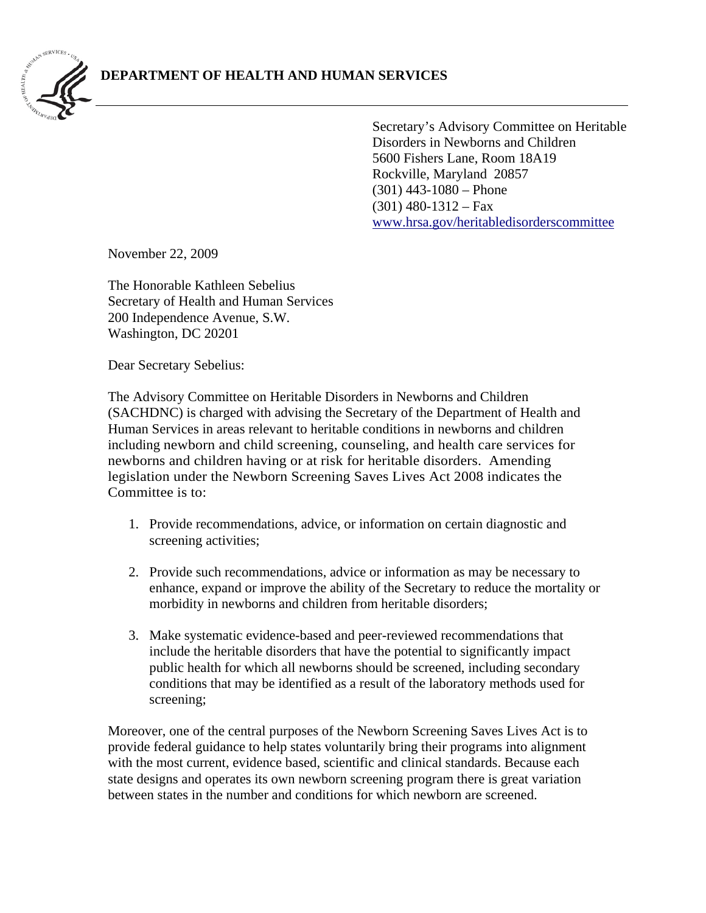**DEPARTMENT OF HEALTH AND HUMAN SERVICES**

Secretary's Advisory Committee on Heritable Disorders in Newborns and Children
5600 Fishers Lane, Room 18A19
Rockville, Maryland 20857
(301) 443-1080 – Phone
(301) 480-1312 – Fax
www.hrsa.gov/heritabledisorderscommittee

November 22, 2009

The Honorable Kathleen Sebelius
Secretary of Health and Human Services
200 Independence Avenue, S.W.
Washington, DC 20201

Dear Secretary Sebelius:

The Advisory Committee on Heritable Disorders in Newborns and Children (SACHDNC) is charged with advising the Secretary of the Department of Health and Human Services in areas relevant to heritable conditions in newborns and children including newborn and child screening, counseling, and health care services for newborns and children having or at risk for heritable disorders. Amending legislation under the Newborn Screening Saves Lives Act 2008 indicates the Committee is to:

1. Provide recommendations, advice, or information on certain diagnostic and screening activities;
2. Provide such recommendations, advice or information as may be necessary to enhance, expand or improve the ability of the Secretary to reduce the mortality or morbidity in newborns and children from heritable disorders;
3. Make systematic evidence-based and peer-reviewed recommendations that include the heritable disorders that have the potential to significantly impact public health for which all newborns should be screened, including secondary conditions that may be identified as a result of the laboratory methods used for screening;

Moreover, one of the central purposes of the Newborn Screening Saves Lives Act is to provide federal guidance to help states voluntarily bring their programs into alignment with the most current, evidence based, scientific and clinical standards. Because each state designs and operates its own newborn screening program there is great variation between states in the number and conditions for which newborn are screened.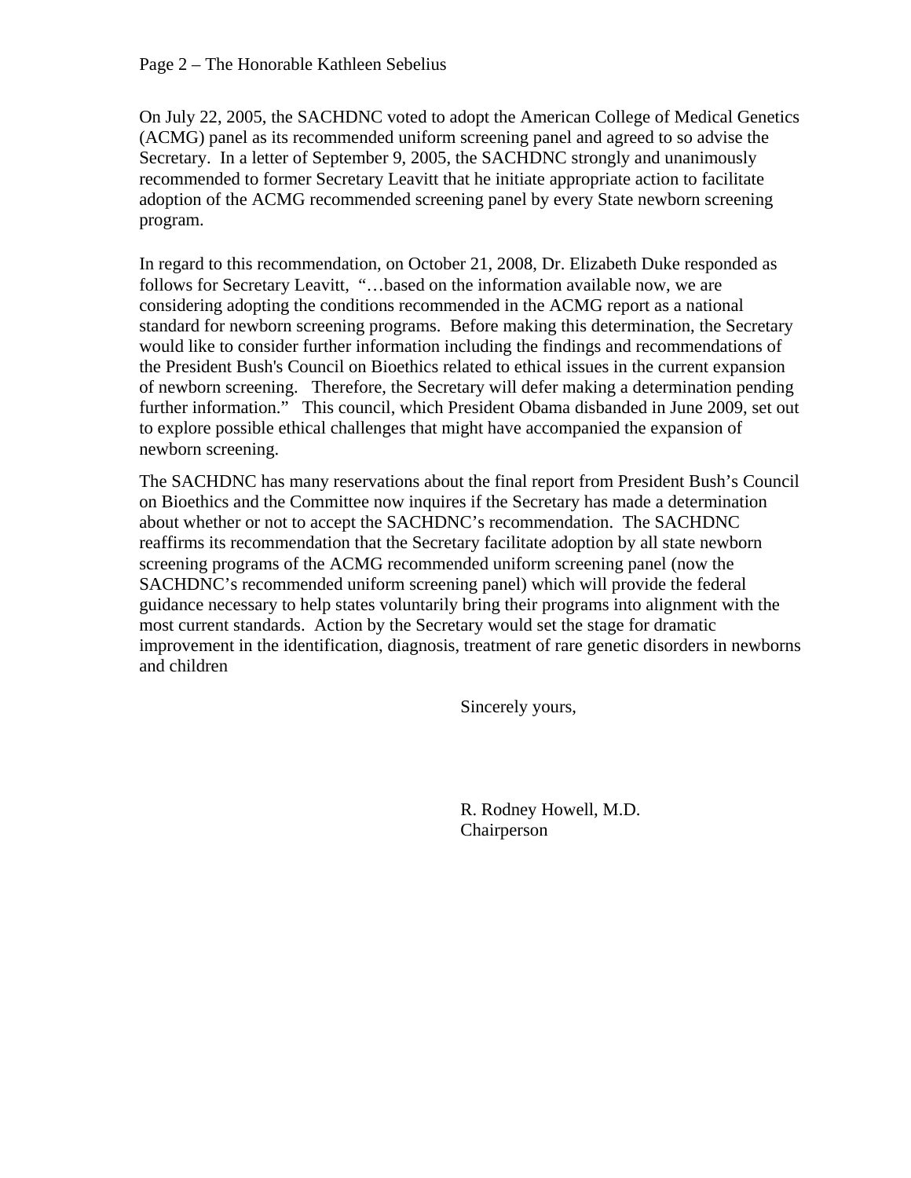On July 22, 2005, the SACHDNC voted to adopt the American College of Medical Genetics (ACMG) panel as its recommended uniform screening panel and agreed to so advise the Secretary. In a letter of September 9, 2005, the SACHDNC strongly and unanimously recommended to former Secretary Leavitt that he initiate appropriate action to facilitate adoption of the ACMG recommended screening panel by every State newborn screening program.

In regard to this recommendation, on October 21, 2008, Dr. Elizabeth Duke responded as follows for Secretary Leavitt, "…based on the information available now, we are considering adopting the conditions recommended in the ACMG report as a national standard for newborn screening programs. Before making this determination, the Secretary would like to consider further information including the findings and recommendations of the President Bush's Council on Bioethics related to ethical issues in the current expansion of newborn screening. Therefore, the Secretary will defer making a determination pending further information." This council, which President Obama disbanded in June 2009, set out to explore possible ethical challenges that might have accompanied the expansion of newborn screening.

The SACHDNC has many reservations about the final report from President Bush's Council on Bioethics and the Committee now inquires if the Secretary has made a determination about whether or not to accept the SACHDNC's recommendation. The SACHDNC reaffirms its recommendation that the Secretary facilitate adoption by all state newborn screening programs of the ACMG recommended uniform screening panel (now the SACHDNC's recommended uniform screening panel) which will provide the federal guidance necessary to help states voluntarily bring their programs into alignment with the most current standards. Action by the Secretary would set the stage for dramatic improvement in the identification, diagnosis, treatment of rare genetic disorders in newborns and children

Sincerely yours,

R. Rodney Howell, M.D.
Chairperson